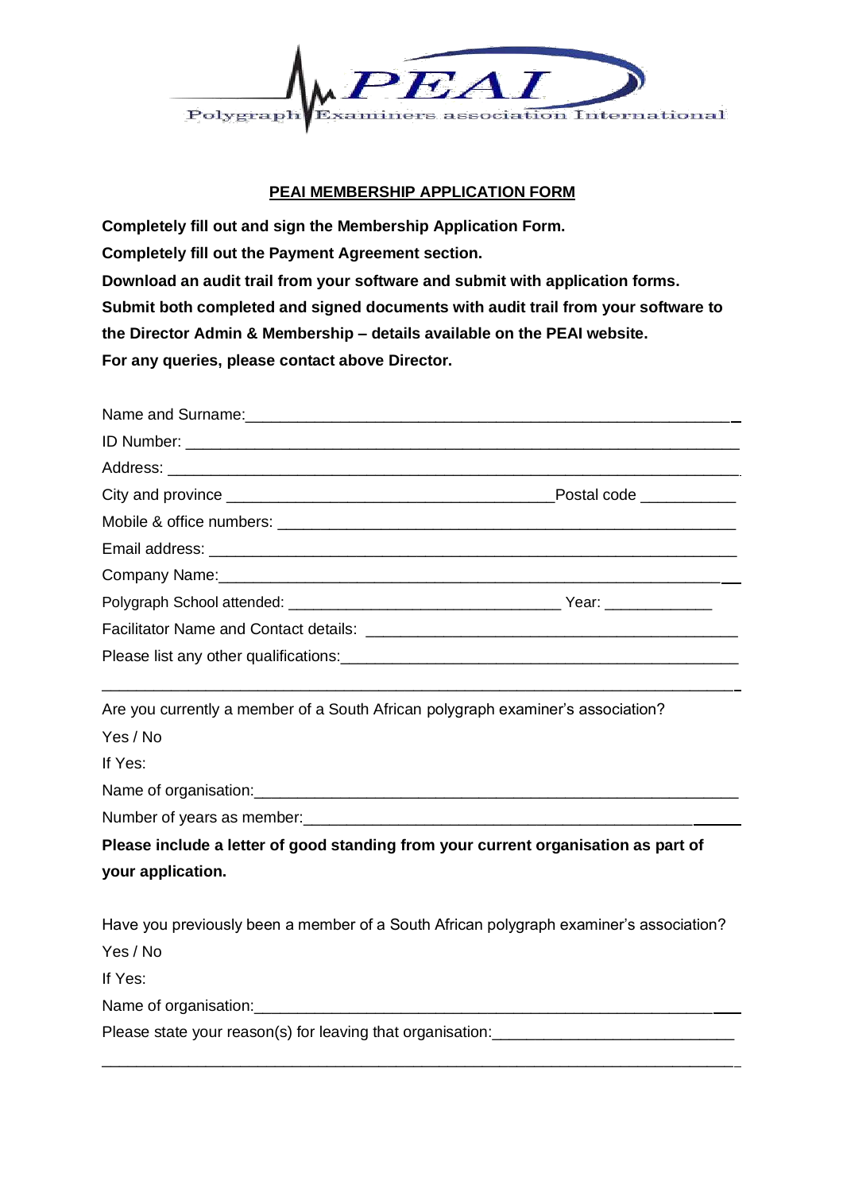PEAI Polygraph Examiners association International

## PEAI MEMBERSHIP APPLICATION FORM

**Completely fill out and sign the Membership Application Form.**

**Completely fill out the Payment Agreement section.**

**Download an audit trail from your software and submit with application forms.**

**Submit both completed and signed documents with audit trail from your software to the Director Admin & Membership – details available on the PEAI website.**

**For any queries, please contact above Director.**

Name and Surname:____________________________________________________________

ID Number: ____________________________________________________________

Address: ____________________________________________________________

City and province ______________________________________Postal code ___________

Mobile & office numbers: ______________________________________________________

Email address: ______________________________________________________________

Company Name:______________________________________________________________

Polygraph School attended: __________________________________ Year: _____________

Facilitator Name and Contact details: ____________________________________________

Please list any other qualifications:_______________________________________________

____________________________________________________________________________

Are you currently a member of a South African polygraph examiner's association?

Yes / No

If Yes:

Name of organisation:_________________________________________________________

Number of years as member:___________________________________________________

**Please include a letter of good standing from your current organisation as part of your application.**

Have you previously been a member of a South African polygraph examiner's association?

Yes / No

If Yes:

Name of organisation:_________________________________________________________

Please state your reason(s) for leaving that organisation:___________________________

____________________________________________________________________________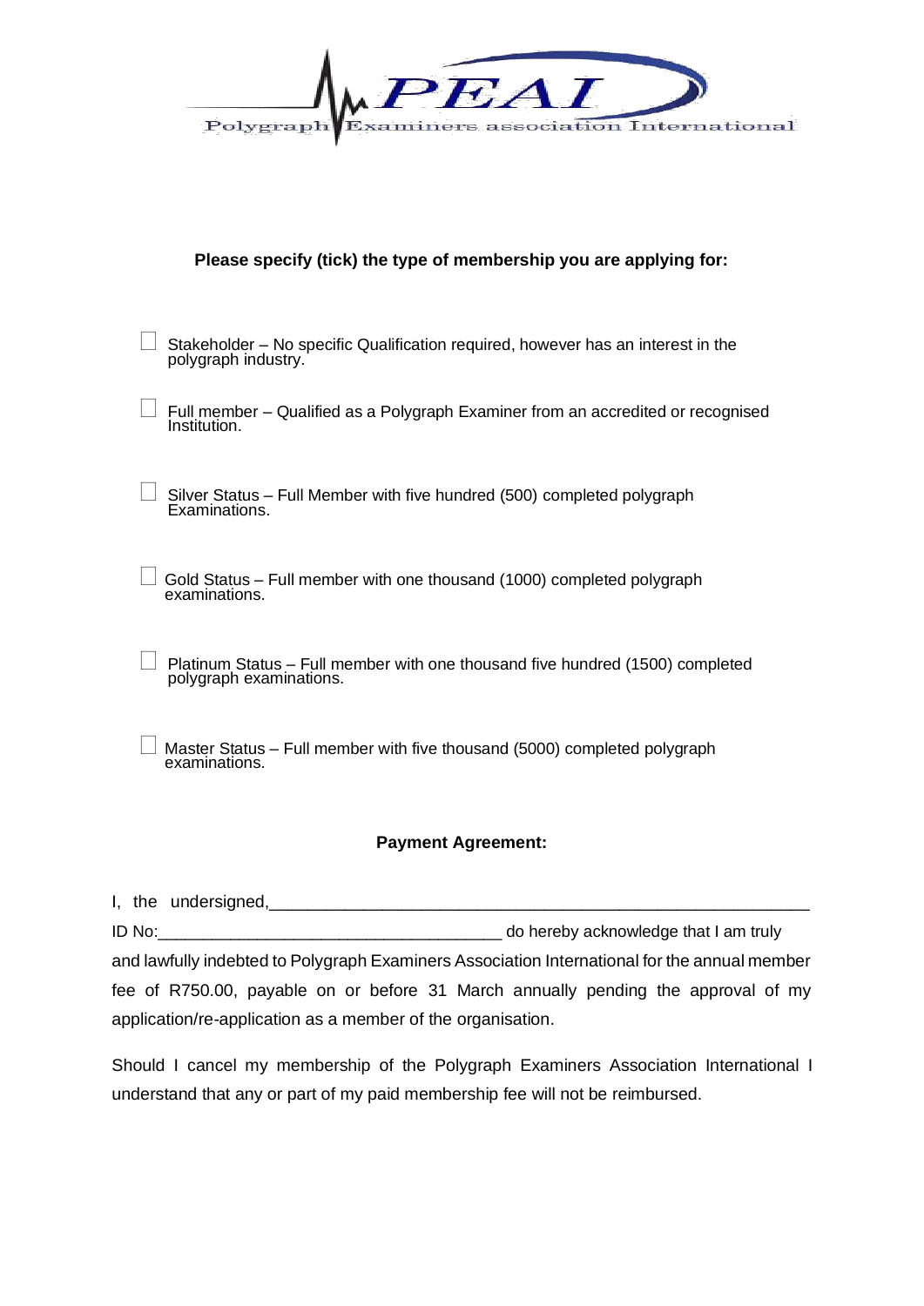PEAI

Polygraph Examiners association International

**Please specify (tick) the type of membership you are applying for:**

☐ Stakeholder – No specific Qualification required, however has an interest in the polygraph industry.

☐ Full member – Qualified as a Polygraph Examiner from an accredited or recognised Institution.

☐ Silver Status – Full Member with five hundred (500) completed polygraph Examinations.

☐ Gold Status – Full member with one thousand (1000) completed polygraph examinations.

☐ Platinum Status – Full member with one thousand five hundred (1500) completed polygraph examinations.

☐ Master Status – Full member with five thousand (5000) completed polygraph examinations.

**Payment Agreement:**

I, the undersigned,\_\_\_\_\_\_\_\_\_\_\_\_\_\_\_\_\_\_\_\_\_\_\_\_\_\_\_\_\_\_\_\_\_\_\_\_\_\_\_\_\_\_\_\_\_\_\_\_\_\_\_\_\_\_\_\_\_\_\_\_ ID No:\_\_\_\_\_\_\_\_\_\_\_\_\_\_\_\_\_\_\_\_\_\_\_\_\_\_\_\_\_\_\_\_\_\_\_\_\_\_\_\_ do hereby acknowledge that I am truly and lawfully indebted to Polygraph Examiners Association International for the annual member fee of R750.00, payable on or before 31 March annually pending the approval of my application/re-application as a member of the organisation.

Should I cancel my membership of the Polygraph Examiners Association International I understand that any or part of my paid membership fee will not be reimbursed.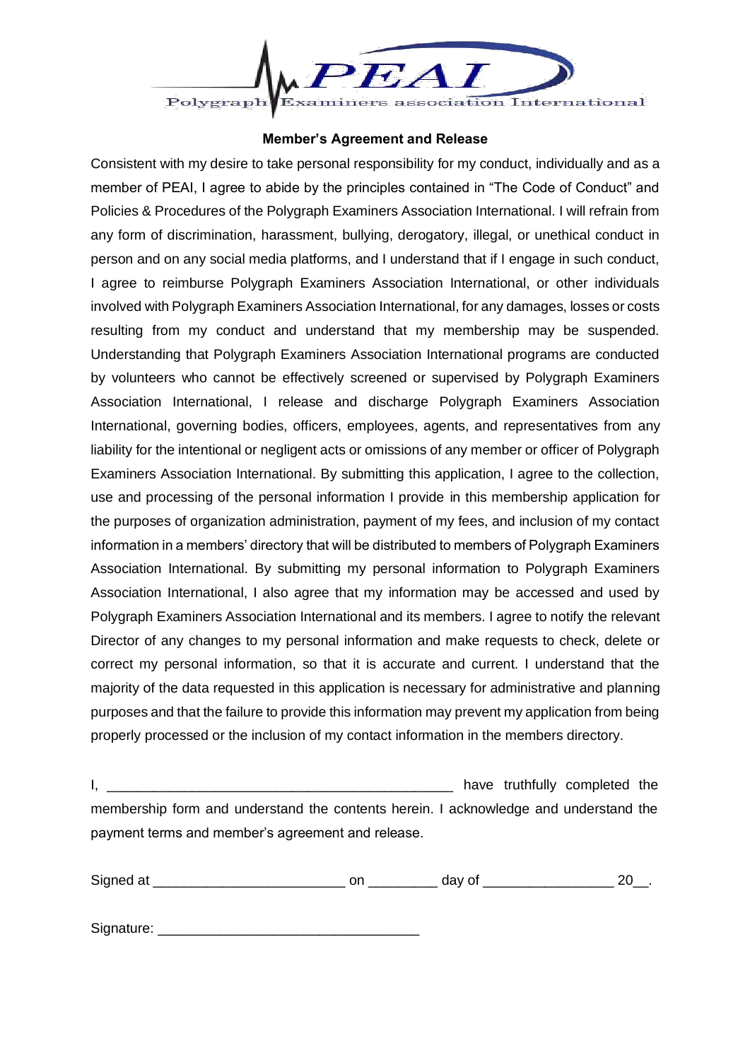PEAI

Polygraph Examiners association International

**Member's Agreement and Release**

Consistent with my desire to take personal responsibility for my conduct, individually and as a member of PEAI, I agree to abide by the principles contained in "The Code of Conduct" and Policies & Procedures of the Polygraph Examiners Association International. I will refrain from any form of discrimination, harassment, bullying, derogatory, illegal, or unethical conduct in person and on any social media platforms, and I understand that if I engage in such conduct, I agree to reimburse Polygraph Examiners Association International, or other individuals involved with Polygraph Examiners Association International, for any damages, losses or costs resulting from my conduct and understand that my membership may be suspended. Understanding that Polygraph Examiners Association International programs are conducted by volunteers who cannot be effectively screened or supervised by Polygraph Examiners Association International, I release and discharge Polygraph Examiners Association International, governing bodies, officers, employees, agents, and representatives from any liability for the intentional or negligent acts or omissions of any member or officer of Polygraph Examiners Association International. By submitting this application, I agree to the collection, use and processing of the personal information I provide in this membership application for the purposes of organization administration, payment of my fees, and inclusion of my contact information in a members' directory that will be distributed to members of Polygraph Examiners Association International. By submitting my personal information to Polygraph Examiners Association International, I also agree that my information may be accessed and used by Polygraph Examiners Association International and its members. I agree to notify the relevant Director of any changes to my personal information and make requests to check, delete or correct my personal information, so that it is accurate and current. I understand that the majority of the data requested in this application is necessary for administrative and planning purposes and that the failure to provide this information may prevent my application from being properly processed or the inclusion of my contact information in the members directory.

I, _____________________________________________ have truthfully completed the membership form and understand the contents herein. I acknowledge and understand the payment terms and member's agreement and release.

Signed at ________________________ on ________ day of ________________ 20__.

Signature: _________________________________